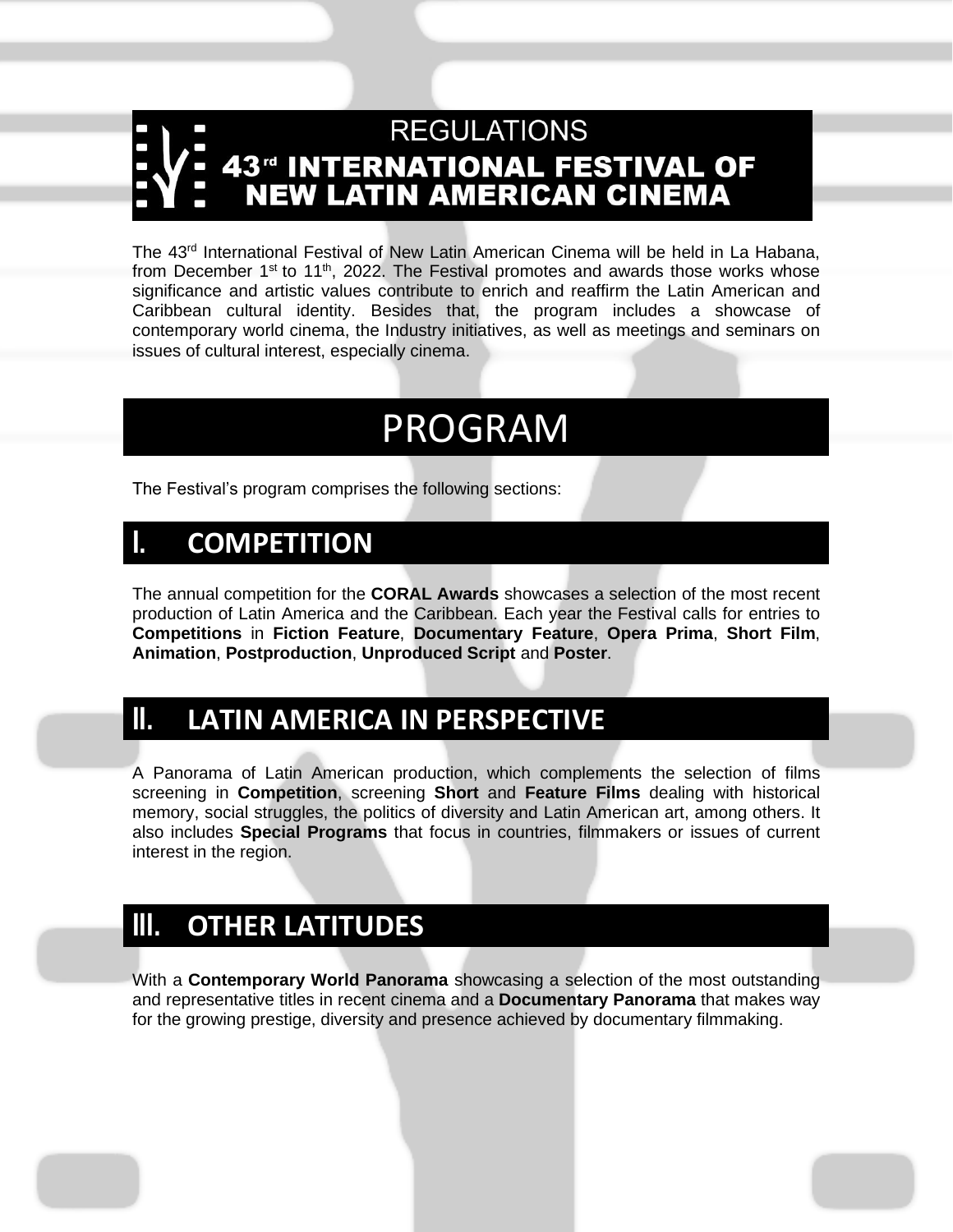# REGULATIONS

# 43rd INTERNATIONAL FESTIVAL OF NEW LATIN AMERICAN CINEMA

The 43rd International Festival of New Latin American Cinema will be held in La Habana, from December 1st to 11th, 2022. The Festival promotes and awards those works whose significance and artistic values contribute to enrich and reaffirm the Latin American and Caribbean cultural identity. Besides that, the program includes a showcase of contemporary world cinema, the Industry initiatives, as well as meetings and seminars on issues of cultural interest, especially cinema.

# PROGRAM

The Festival's program comprises the following sections:

## I. COMPETITION

The annual competition for the **CORAL Awards** showcases a selection of the most recent production of Latin America and the Caribbean. Each year the Festival calls for entries to **Competitions** in **Fiction Feature**, **Documentary Feature**, **Opera Prima**, **Short Film**, **Animation**, **Postproduction**, **Unproduced Script** and **Poster**.

## II. LATIN AMERICA IN PERSPECTIVE

A Panorama of Latin American production, which complements the selection of films screening in **Competition**, screening **Short** and **Feature Films** dealing with historical memory, social struggles, the politics of diversity and Latin American art, among others. It also includes **Special Programs** that focus in countries, filmmakers or issues of current interest in the region.

## III. OTHER LATITUDES

With a **Contemporary World Panorama** showcasing a selection of the most outstanding and representative titles in recent cinema and a **Documentary Panorama** that makes way for the growing prestige, diversity and presence achieved by documentary filmmaking.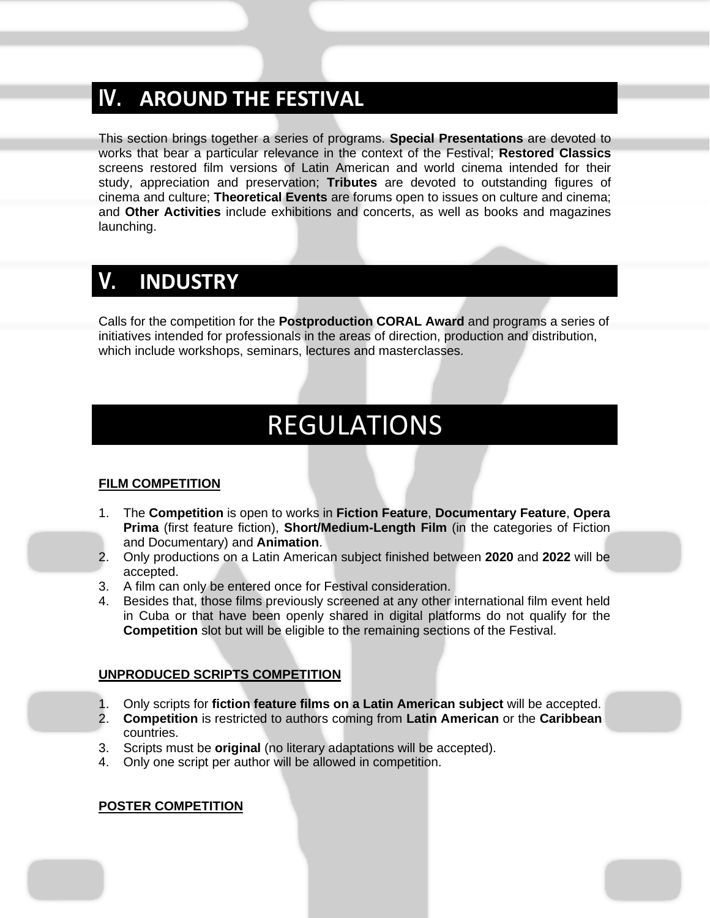## IV. AROUND THE FESTIVAL

This section brings together a series of programs. **Special Presentations** are devoted to works that bear a particular relevance in the context of the Festival; **Restored Classics** screens restored film versions of Latin American and world cinema intended for their study, appreciation and preservation; **Tributes** are devoted to outstanding figures of cinema and culture; **Theoretical Events** are forums open to issues on culture and cinema; and **Other Activities** include exhibitions and concerts, as well as books and magazines launching.

## V. INDUSTRY

Calls for the competition for the **Postproduction CORAL Award** and programs a series of initiatives intended for professionals in the areas of direction, production and distribution, which include workshops, seminars, lectures and masterclasses.

# REGULATIONS

**FILM COMPETITION**

1. The **Competition** is open to works in **Fiction Feature**, **Documentary Feature**, **Opera Prima** (first feature fiction), **Short/Medium-Length Film** (in the categories of Fiction and Documentary) and **Animation**.
2. Only productions on a Latin American subject finished between **2020** and **2022** will be accepted.
3. A film can only be entered once for Festival consideration.
4. Besides that, those films previously screened at any other international film event held in Cuba or that have been openly shared in digital platforms do not qualify for the **Competition** slot but will be eligible to the remaining sections of the Festival.

**UNPRODUCED SCRIPTS COMPETITION**

1. Only scripts for **fiction feature films on a Latin American subject** will be accepted.
2. **Competition** is restricted to authors coming from **Latin American** or the **Caribbean** countries.
3. Scripts must be **original** (no literary adaptations will be accepted).
4. Only one script per author will be allowed in competition.

**POSTER COMPETITION**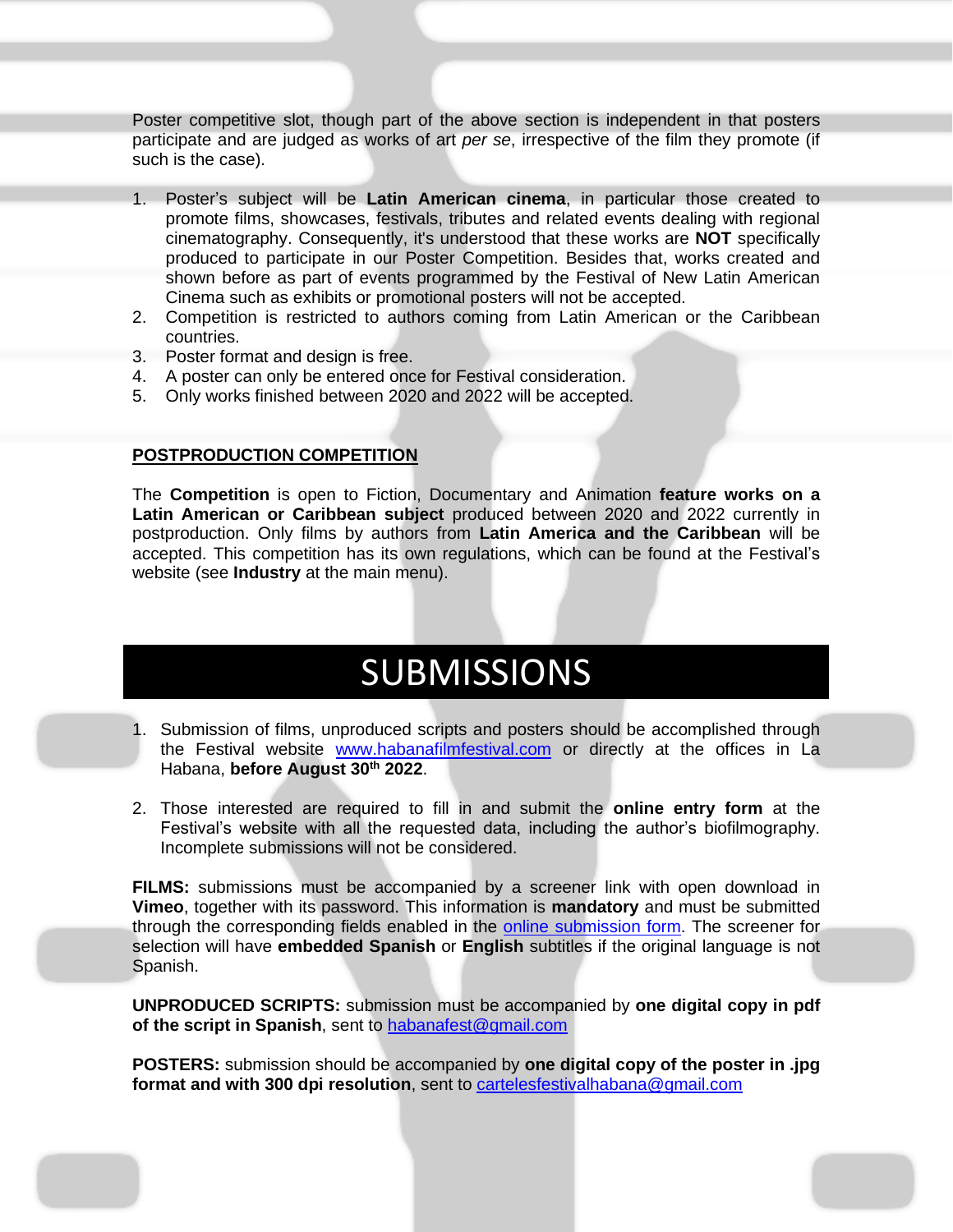Poster competitive slot, though part of the above section is independent in that posters participate and are judged as works of art *per se*, irrespective of the film they promote (if such is the case).

1. Poster's subject will be **Latin American cinema**, in particular those created to promote films, showcases, festivals, tributes and related events dealing with regional cinematography. Consequently, it's understood that these works are **NOT** specifically produced to participate in our Poster Competition. Besides that, works created and shown before as part of events programmed by the Festival of New Latin American Cinema such as exhibits or promotional posters will not be accepted.
2. Competition is restricted to authors coming from Latin American or the Caribbean countries.
3. Poster format and design is free.
4. A poster can only be entered once for Festival consideration.
5. Only works finished between 2020 and 2022 will be accepted.

**POSTPRODUCTION COMPETITION**

The **Competition** is open to Fiction, Documentary and Animation **feature works on a Latin American or Caribbean subject** produced between 2020 and 2022 currently in postproduction. Only films by authors from **Latin America and the Caribbean** will be accepted. This competition has its own regulations, which can be found at the Festival's website (see **Industry** at the main menu).

# SUBMISSIONS

1. Submission of films, unproduced scripts and posters should be accomplished through the Festival website [www.habanafilmfestival.com](www.habanafilmfestival.com) or directly at the offices in La Habana, **before August 30th 2022**.

2. Those interested are required to fill in and submit the **online entry form** at the Festival's website with all the requested data, including the author's biofilmography. Incomplete submissions will not be considered.

**FILMS:** submissions must be accompanied by a screener link with open download in **Vimeo**, together with its password. This information is **mandatory** and must be submitted through the corresponding fields enabled in the online submission form. The screener for selection will have **embedded Spanish** or **English** subtitles if the original language is not Spanish.

**UNPRODUCED SCRIPTS:** submission must be accompanied by **one digital copy in pdf of the script in Spanish**, sent to habanafest@gmail.com

**POSTERS:** submission should be accompanied by **one digital copy of the poster in .jpg format and with 300 dpi resolution**, sent to cartelesfestivalhabana@gmail.com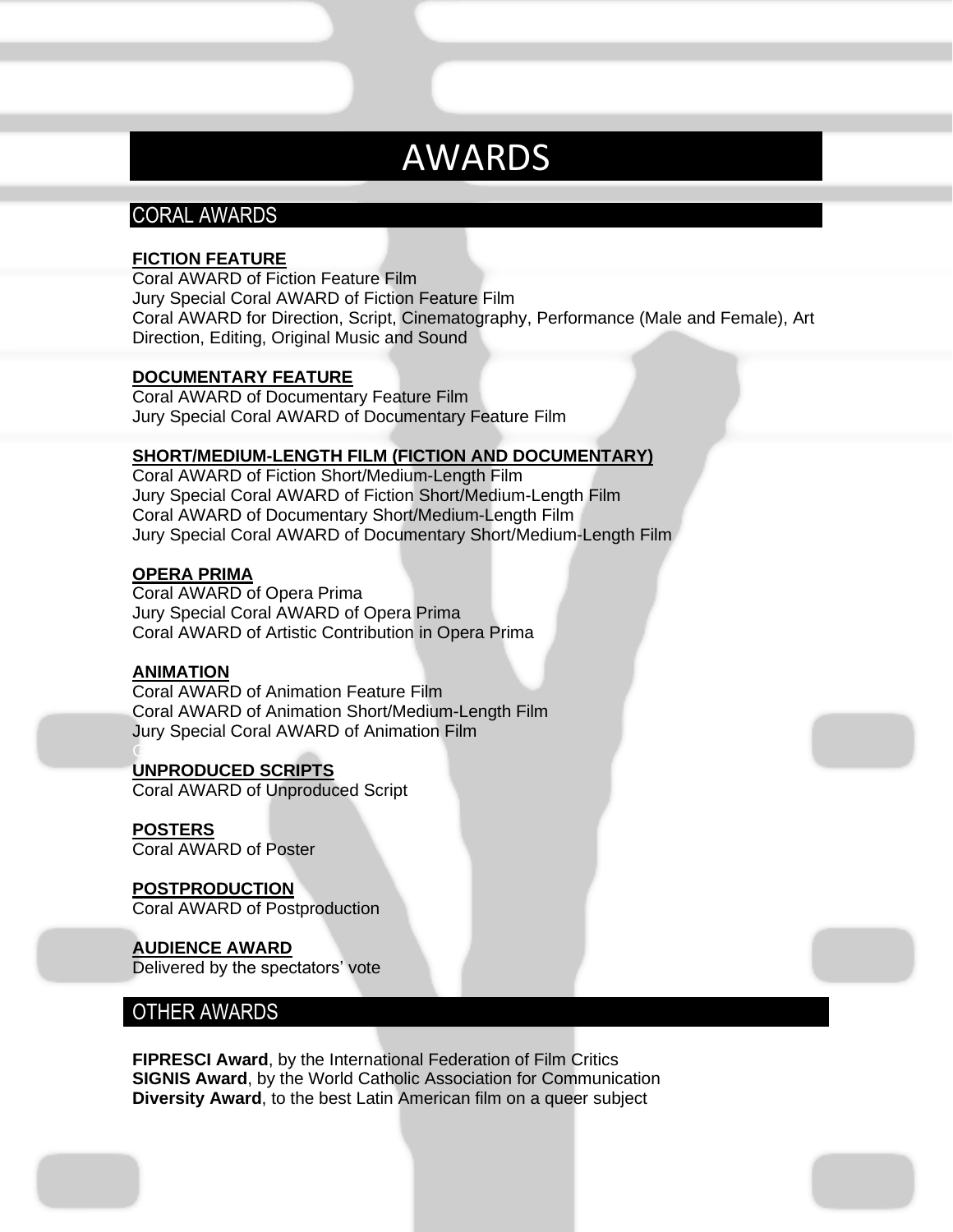# AWARDS

## CORAL AWARDS

**FICTION FEATURE**
Coral AWARD of Fiction Feature Film
Jury Special Coral AWARD of Fiction Feature Film
Coral AWARD for Direction, Script, Cinematography, Performance (Male and Female), Art Direction, Editing, Original Music and Sound

**DOCUMENTARY FEATURE**
Coral AWARD of Documentary Feature Film
Jury Special Coral AWARD of Documentary Feature Film

**SHORT/MEDIUM-LENGTH FILM (FICTION AND DOCUMENTARY)**
Coral AWARD of Fiction Short/Medium-Length Film
Jury Special Coral AWARD of Fiction Short/Medium-Length Film
Coral AWARD of Documentary Short/Medium-Length Film
Jury Special Coral AWARD of Documentary Short/Medium-Length Film

**OPERA PRIMA**
Coral AWARD of Opera Prima
Jury Special Coral AWARD of Opera Prima
Coral AWARD of Artistic Contribution in Opera Prima

**ANIMATION**
Coral AWARD of Animation Feature Film
Coral AWARD of Animation Short/Medium-Length Film
Jury Special Coral AWARD of Animation Film

**UNPRODUCED SCRIPTS**
Coral AWARD of Unproduced Script

**POSTERS**
Coral AWARD of Poster

**POSTPRODUCTION**
Coral AWARD of Postproduction

**AUDIENCE AWARD**
Delivered by the spectators' vote

## OTHER AWARDS

**FIPRESCI Award**, by the International Federation of Film Critics
**SIGNIS Award**, by the World Catholic Association for Communication
**Diversity Award**, to the best Latin American film on a queer subject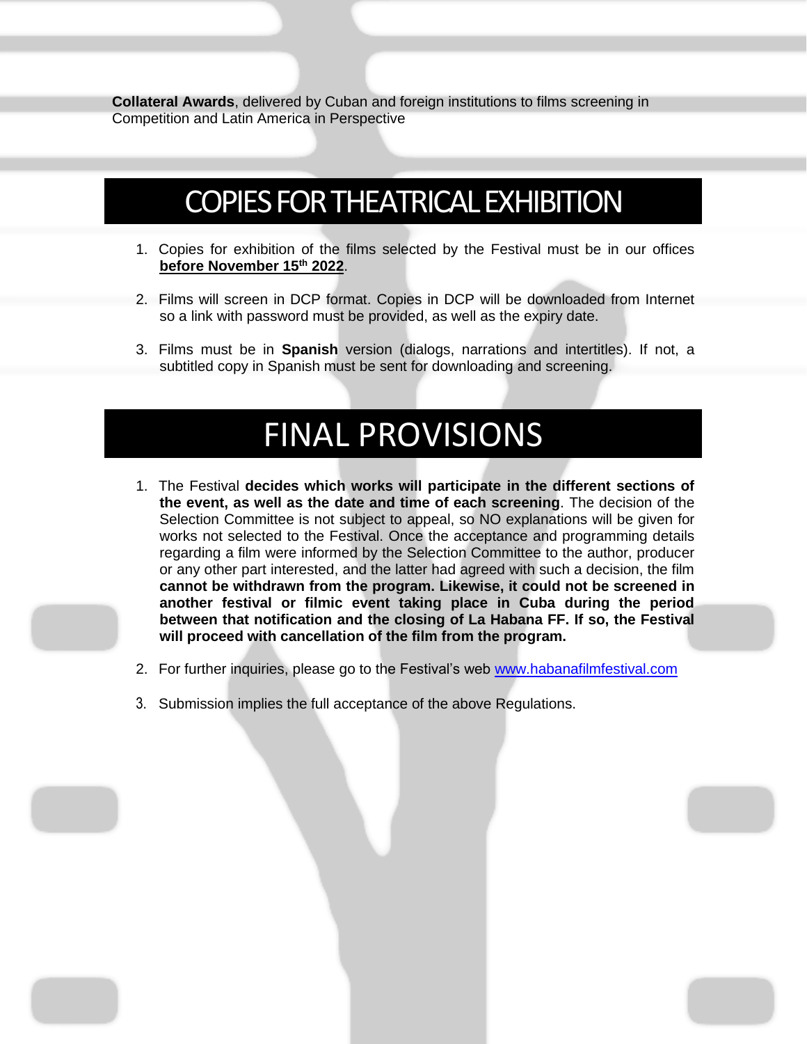**Collateral Awards**, delivered by Cuban and foreign institutions to films screening in Competition and Latin America in Perspective

# COPIES FOR THEATRICAL EXHIBITION

1. Copies for exhibition of the films selected by the Festival must be in our offices **before November 15th 2022**.

2. Films will screen in DCP format. Copies in DCP will be downloaded from Internet so a link with password must be provided, as well as the expiry date.

3. Films must be in **Spanish** version (dialogs, narrations and intertitles). If not, a subtitled copy in Spanish must be sent for downloading and screening.

# FINAL PROVISIONS

1. The Festival **decides which works will participate in the different sections of the event, as well as the date and time of each screening**. The decision of the Selection Committee is not subject to appeal, so NO explanations will be given for works not selected to the Festival. Once the acceptance and programming details regarding a film were informed by the Selection Committee to the author, producer or any other part interested, and the latter had agreed with such a decision, the film **cannot be withdrawn from the program. Likewise, it could not be screened in another festival or filmic event taking place in Cuba during the period between that notification and the closing of La Habana FF. If so, the Festival will proceed with cancellation of the film from the program.**

2. For further inquiries, please go to the Festival's web [www.habanafilmfestival.com](http://www.habanafilmfestival.com)

3. Submission implies the full acceptance of the above Regulations.